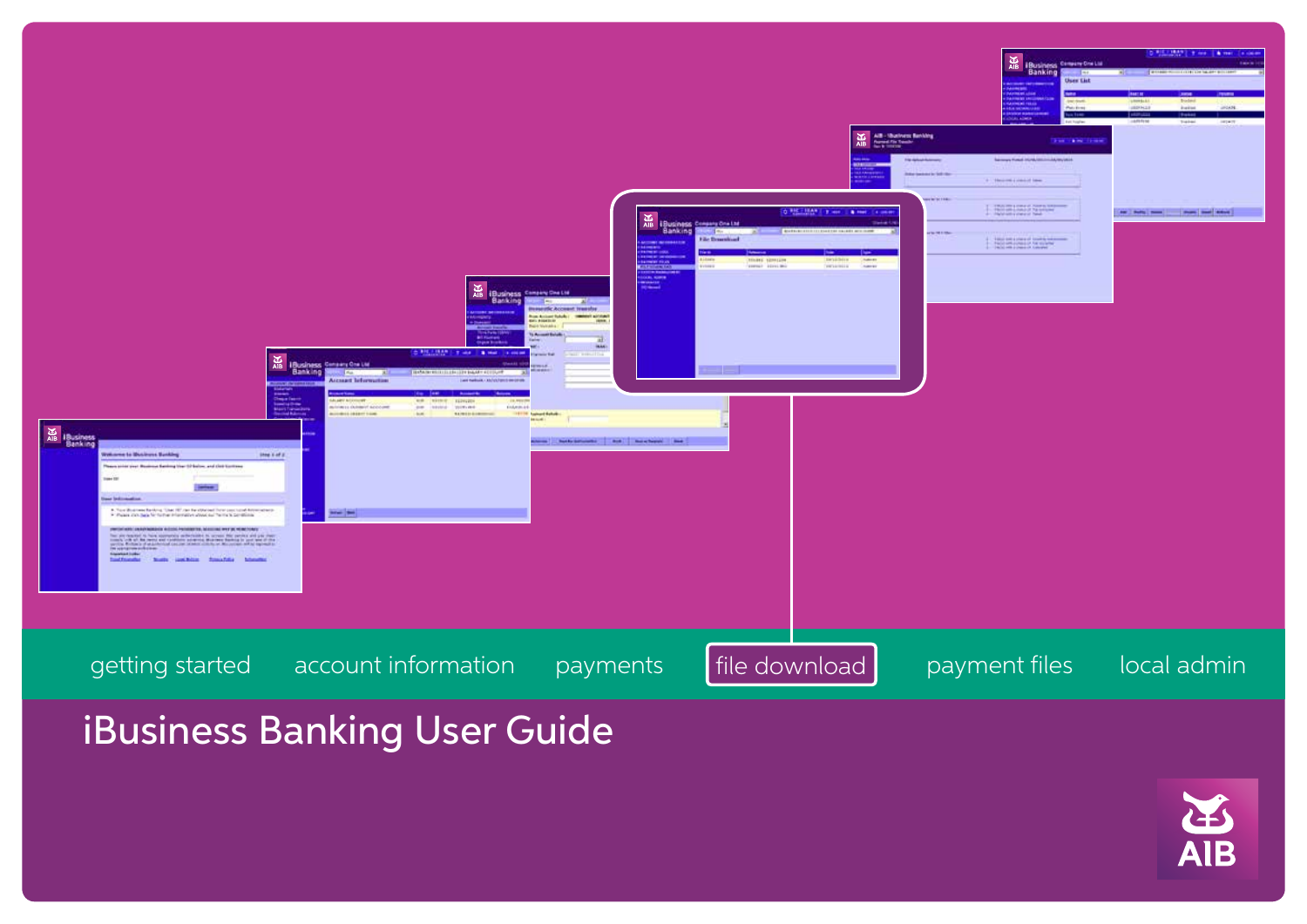getting started account information payments **file download** payment files local admin

# iBusiness Banking User Guide

AIB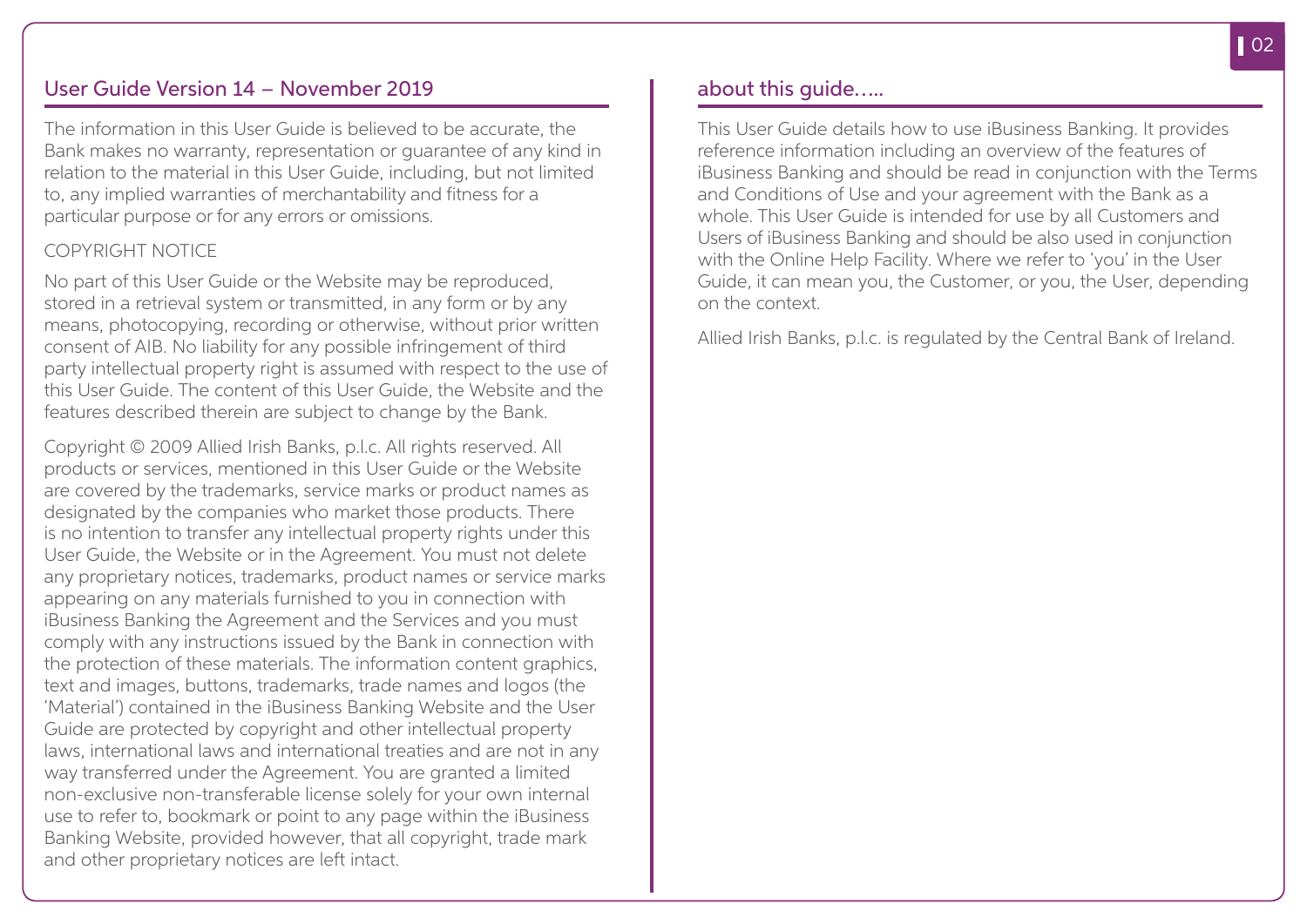## User Guide Version 14 – November 2019

The information in this User Guide is believed to be accurate, the Bank makes no warranty, representation or guarantee of any kind in relation to the material in this User Guide, including, but not limited to, any implied warranties of merchantability and fitness for a particular purpose or for any errors or omissions.

COPYRIGHT NOTICE

No part of this User Guide or the Website may be reproduced, stored in a retrieval system or transmitted, in any form or by any means, photocopying, recording or otherwise, without prior written consent of AIB. No liability for any possible infringement of third party intellectual property right is assumed with respect to the use of this User Guide. The content of this User Guide, the Website and the features described therein are subject to change by the Bank.

Copyright © 2009 Allied Irish Banks, p.l.c. All rights reserved. All products or services, mentioned in this User Guide or the Website are covered by the trademarks, service marks or product names as designated by the companies who market those products. There is no intention to transfer any intellectual property rights under this User Guide, the Website or in the Agreement. You must not delete any proprietary notices, trademarks, product names or service marks appearing on any materials furnished to you in connection with iBusiness Banking the Agreement and the Services and you must comply with any instructions issued by the Bank in connection with the protection of these materials. The information content graphics, text and images, buttons, trademarks, trade names and logos (the 'Material') contained in the iBusiness Banking Website and the User Guide are protected by copyright and other intellectual property laws, international laws and international treaties and are not in any way transferred under the Agreement. You are granted a limited non-exclusive non-transferable license solely for your own internal use to refer to, bookmark or point to any page within the iBusiness Banking Website, provided however, that all copyright, trade mark and other proprietary notices are left intact.

## about this guide…..

This User Guide details how to use iBusiness Banking. It provides reference information including an overview of the features of iBusiness Banking and should be read in conjunction with the Terms and Conditions of Use and your agreement with the Bank as a whole. This User Guide is intended for use by all Customers and Users of iBusiness Banking and should be also used in conjunction with the Online Help Facility. Where we refer to 'you' in the User Guide, it can mean you, the Customer, or you, the User, depending on the context.

Allied Irish Banks, p.l.c. is regulated by the Central Bank of Ireland.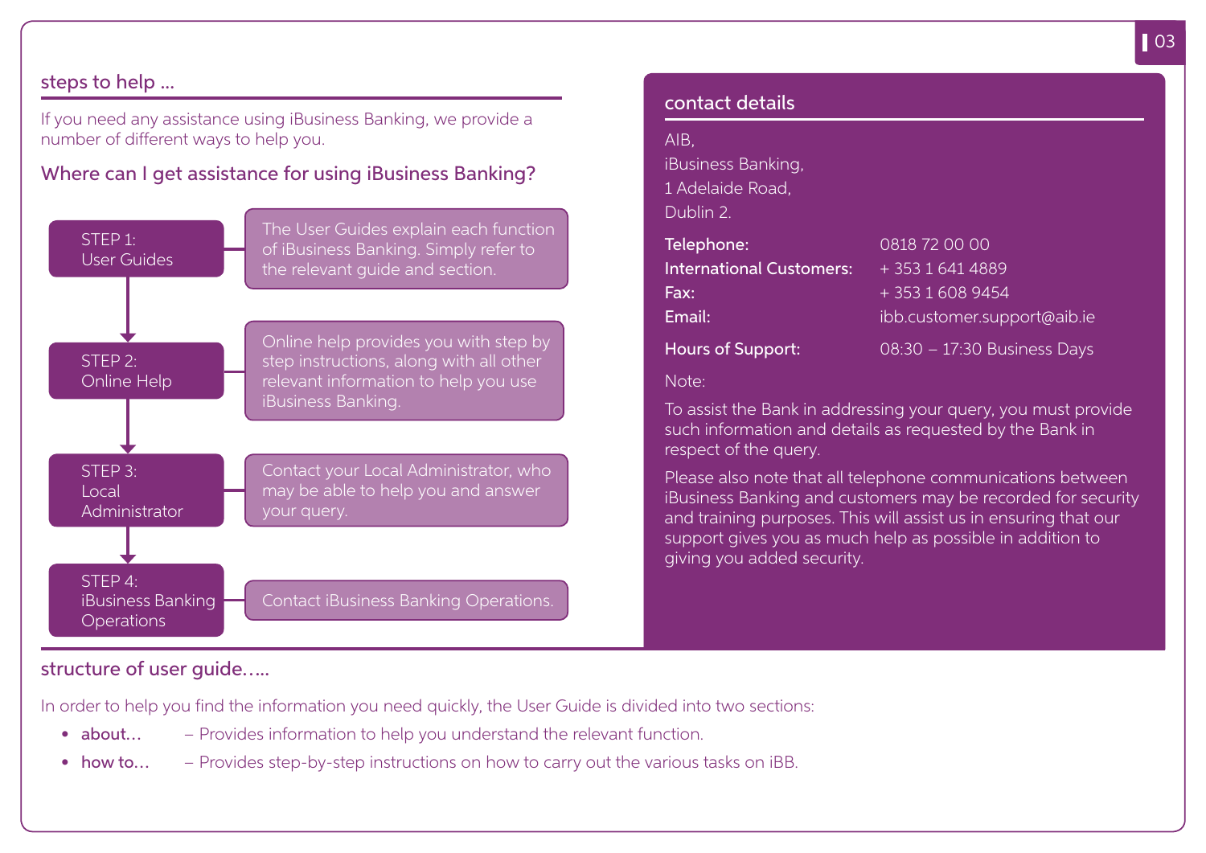## steps to help ...

If you need any assistance using iBusiness Banking, we provide a number of different ways to help you.

### Where can I get assistance for using iBusiness Banking?

**STEP 1: User Guides**
The User Guides explain each function of iBusiness Banking. Simply refer to the relevant guide and section.

**STEP 2: Online Help**
Online help provides you with step by step instructions, along with all other relevant information to help you use iBusiness Banking.

**STEP 3: Local Administrator**
Contact your Local Administrator, who may be able to help you and answer your query.

**STEP 4: iBusiness Banking Operations**
Contact iBusiness Banking Operations.

## contact details

AIB,
iBusiness Banking,
1 Adelaide Road,
Dublin 2.

**Telephone:** 0818 72 00 00
**International Customers:** + 353 1 641 4889
**Fax:** + 353 1 608 9454
**Email:** ibb.customer.support@aib.ie

**Hours of Support:** 08:30 – 17:30 Business Days

Note:

To assist the Bank in addressing your query, you must provide such information and details as requested by the Bank in respect of the query.

Please also note that all telephone communications between iBusiness Banking and customers may be recorded for security and training purposes. This will assist us in ensuring that our support gives you as much help as possible in addition to giving you added security.

## structure of user guide…..

In order to help you find the information you need quickly, the User Guide is divided into two sections:

- **about…** – Provides information to help you understand the relevant function.
- **how to…** – Provides step-by-step instructions on how to carry out the various tasks on iBB.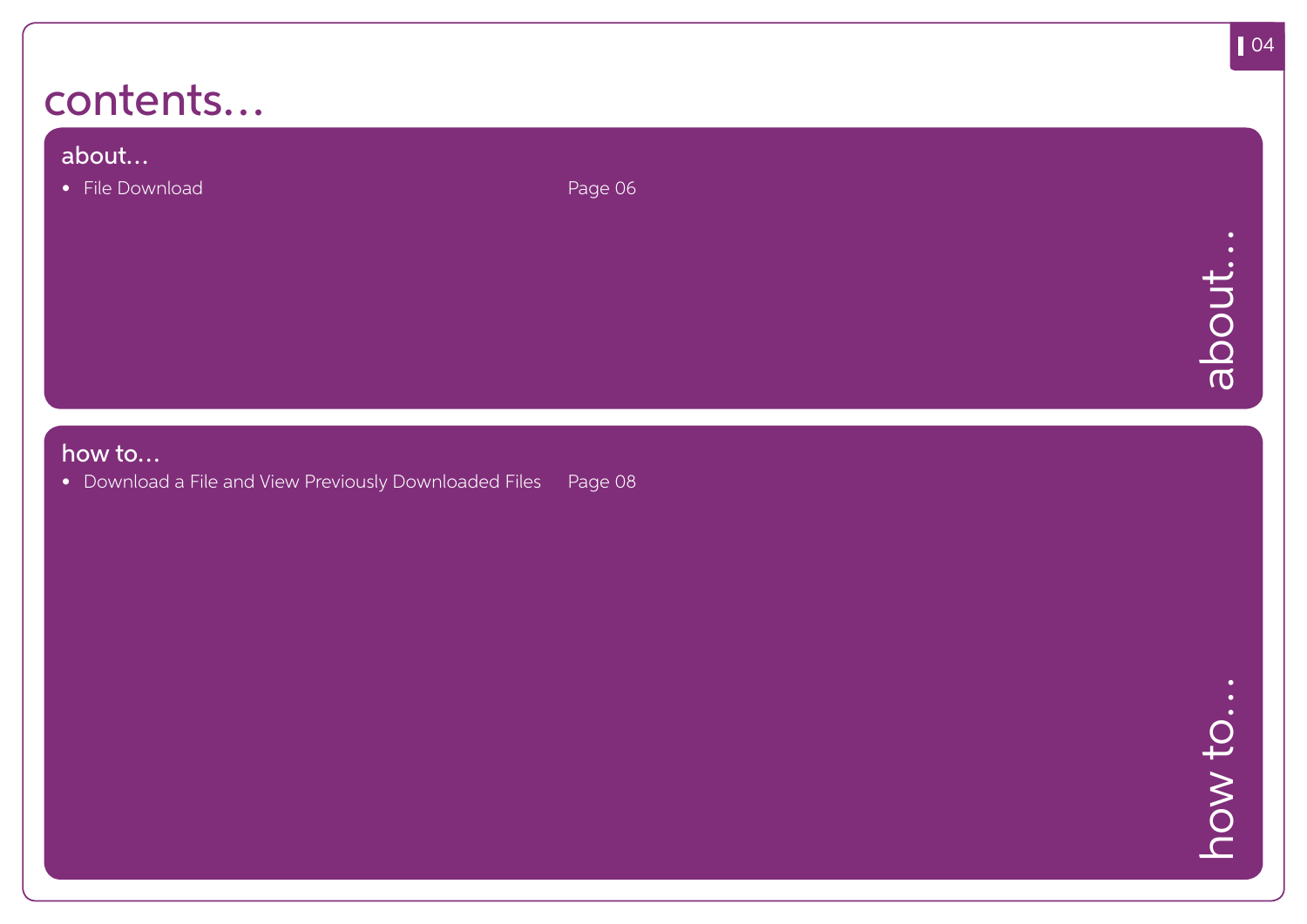# contents…

## about…

- File Download — Page 06

## how to…

- Download a File and View Previously Downloaded Files — Page 08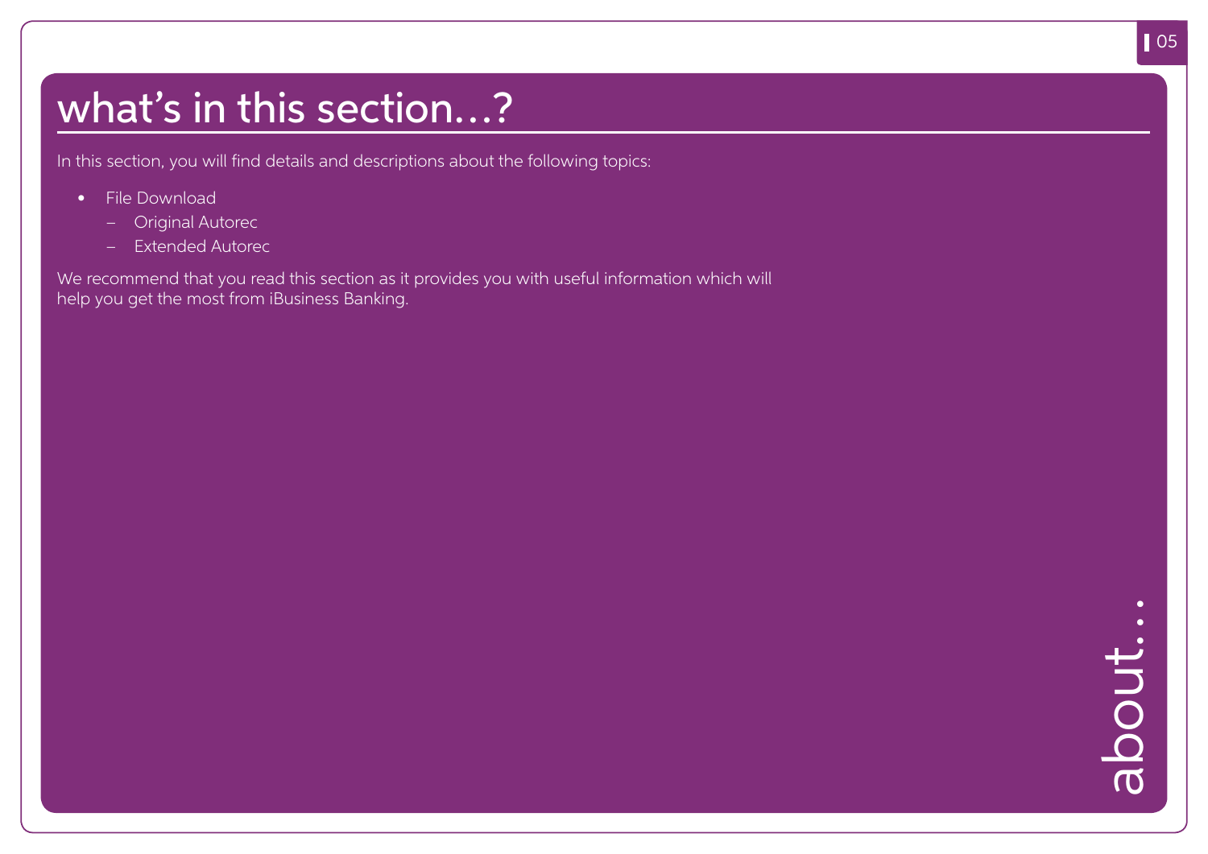# what's in this section…?

In this section, you will find details and descriptions about the following topics:

- File Download
  - Original Autorec
  - Extended Autorec

We recommend that you read this section as it provides you with useful information which will help you get the most from iBusiness Banking.

about…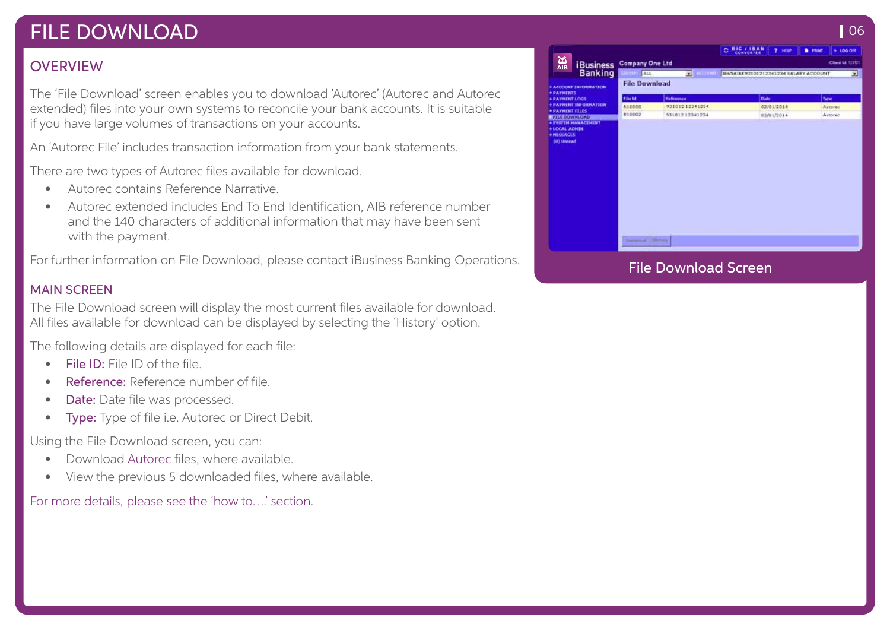# FILE DOWNLOAD

## OVERVIEW

The 'File Download' screen enables you to download 'Autorec' (Autorec and Autorec extended) files into your own systems to reconcile your bank accounts. It is suitable if you have large volumes of transactions on your accounts.

An 'Autorec File' includes transaction information from your bank statements.

There are two types of Autorec files available for download.

- Autorec contains Reference Narrative.
- Autorec extended includes End To End Identification, AIB reference number and the 140 characters of additional information that may have been sent with the payment.

For further information on File Download, please contact iBusiness Banking Operations.

## MAIN SCREEN

The File Download screen will display the most current files available for download. All files available for download can be displayed by selecting the 'History' option.

The following details are displayed for each file:

- **File ID:** File ID of the file.
- **Reference:** Reference number of file.
- **Date:** Date file was processed.
- **Type:** Type of file i.e. Autorec or Direct Debit.

Using the File Download screen, you can:

- Download Autorec files, where available.
- View the previous 5 downloaded files, where available.

For more details, please see the 'how to....' section.

File Download Screen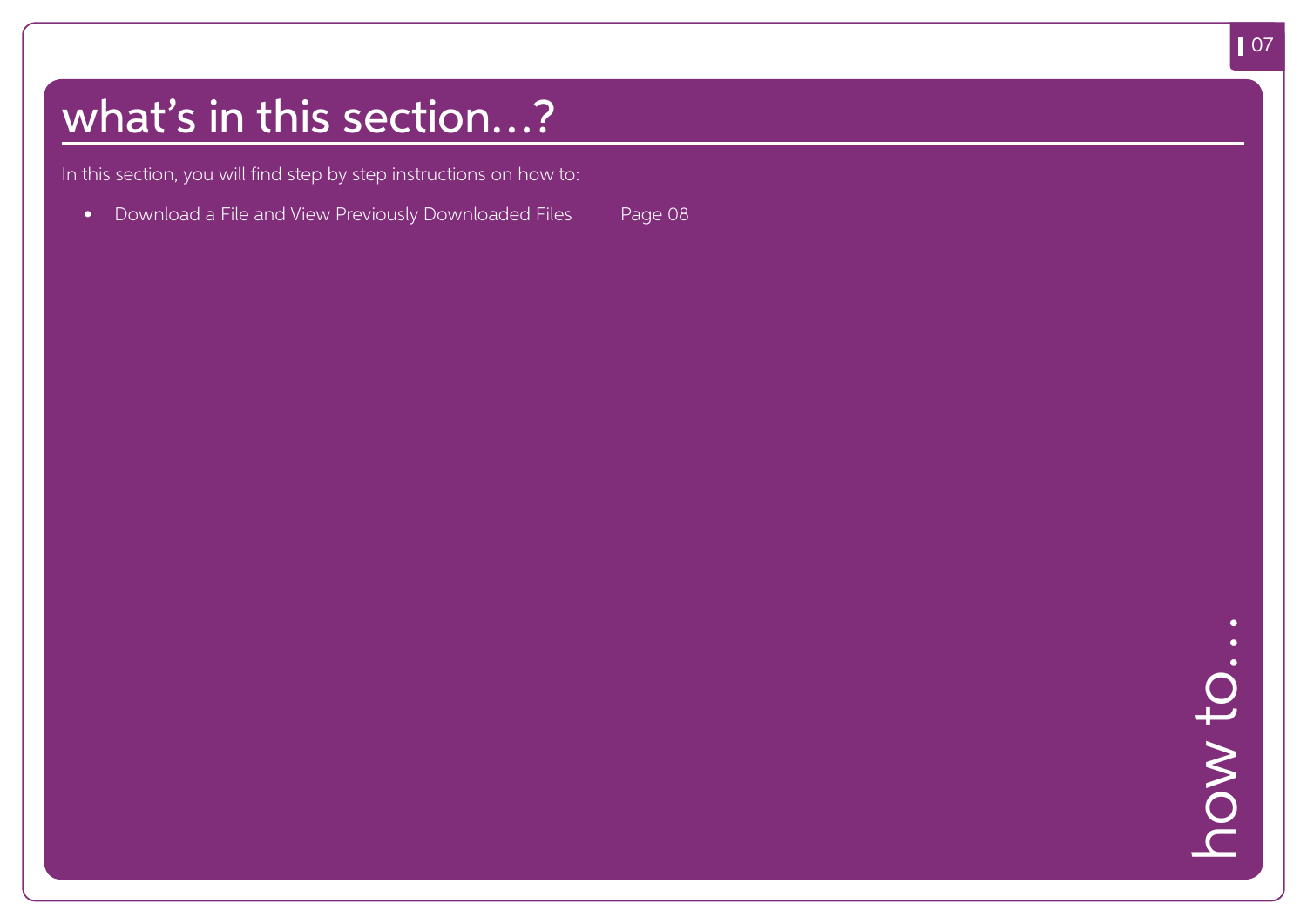# what's in this section...?

In this section, you will find step by step instructions on how to:

- Download a File and View Previously Downloaded Files    Page 08

how to...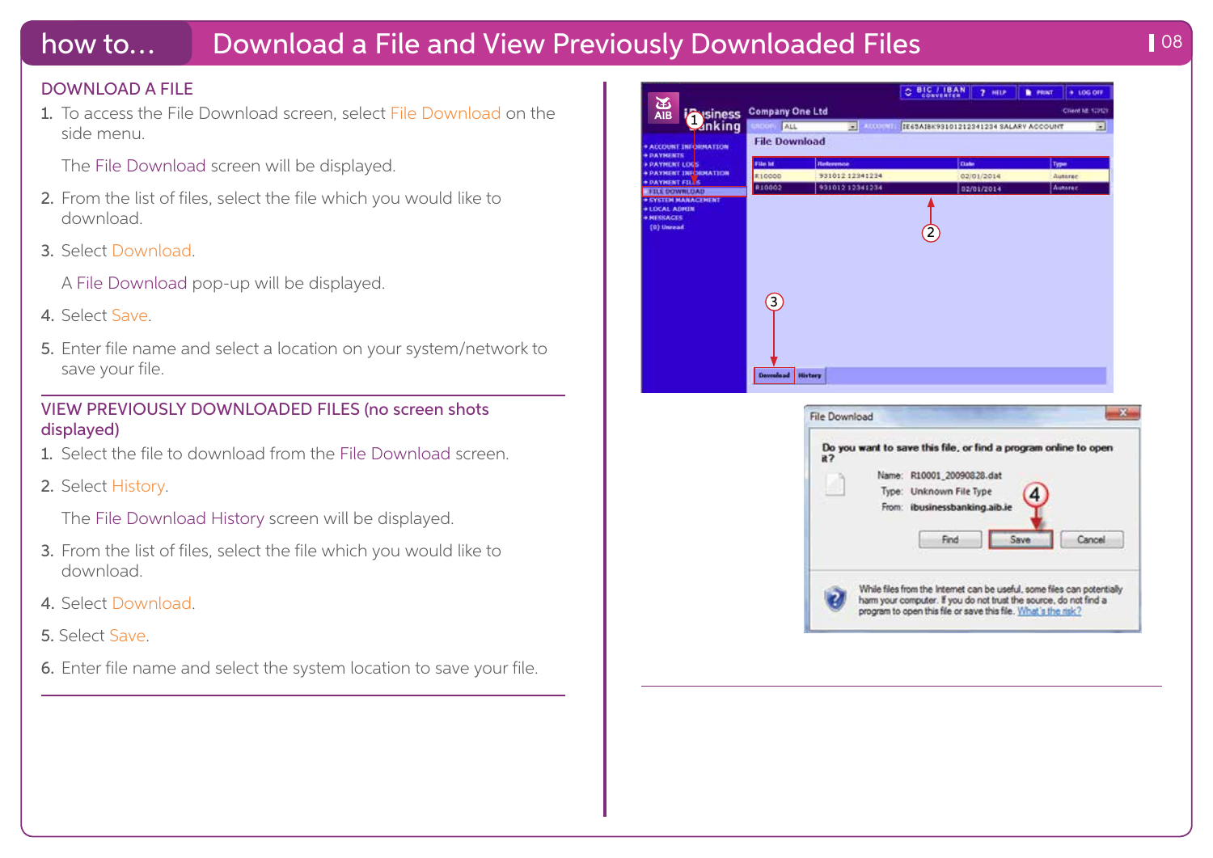# how to... Download a File and View Previously Downloaded Files

## DOWNLOAD A FILE

1. To access the File Download screen, select File Download on the side menu.

   The File Download screen will be displayed.

2. From the list of files, select the file which you would like to download.

3. Select Download.

   A File Download pop-up will be displayed.

4. Select Save.

5. Enter file name and select a location on your system/network to save your file.

## VIEW PREVIOUSLY DOWNLOADED FILES (no screen shots displayed)

1. Select the file to download from the File Download screen.

2. Select History.

   The File Download History screen will be displayed.

3. From the list of files, select the file which you would like to download.

4. Select Download.

5. Select Save.

6. Enter file name and select the system location to save your file.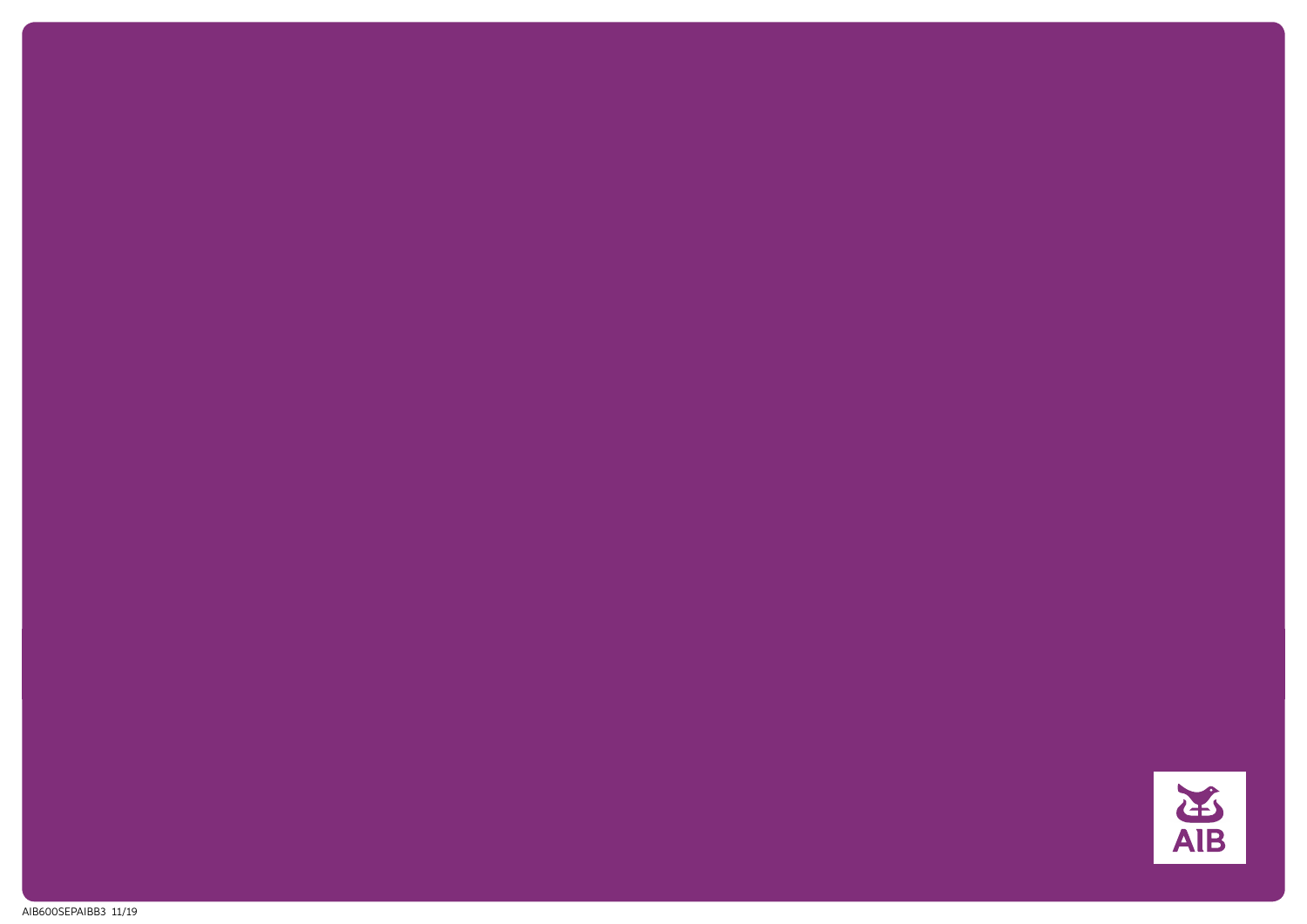AIB

AIB600SEPAIBB3 11/19